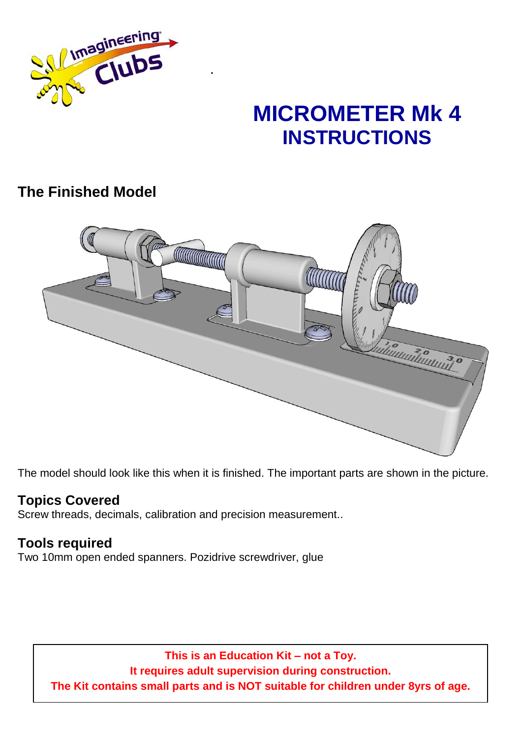# MICROMETER Mk 4
# INSTRUCTIONS

## The Finished Model

The model should look like this when it is finished. The important parts are shown in the picture.

## Topics Covered

Screw threads, decimals, calibration and precision measurement..

## Tools required

Two 10mm open ended spanners. Pozidrive screwdriver, glue

**This is an Education Kit – not a Toy.**
**It requires adult supervision during construction.**
**The Kit contains small parts and is NOT suitable for children under 8yrs of age.**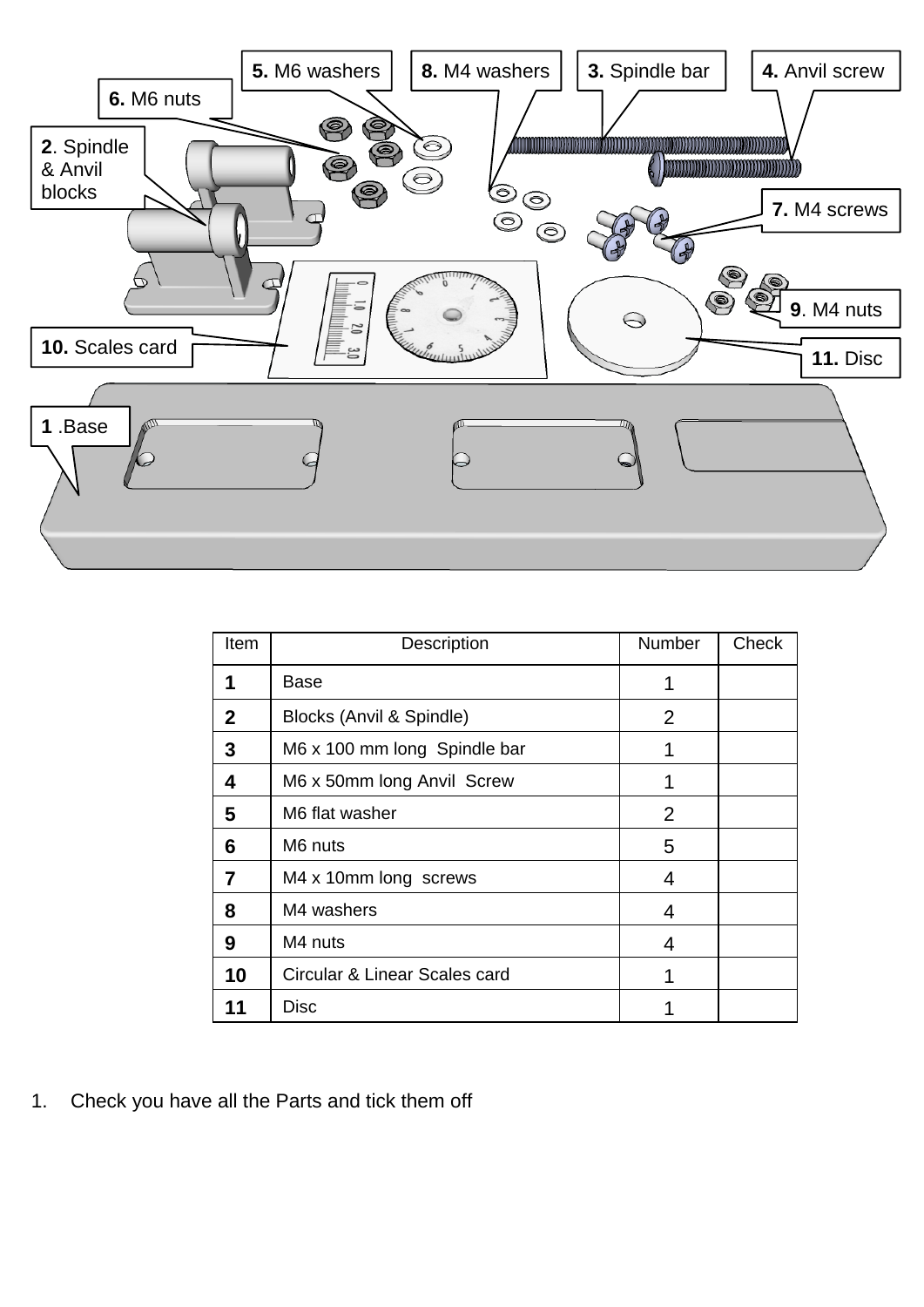5. M6 washers
8. M4 washers
3. Spindle bar
4. Anvil screw
6. M6 nuts
2. Spindle & Anvil blocks
7. M4 screws
9. M4 nuts
10. Scales card
11. Disc
1 .Base

| Item | Description | Number | Check |
|---|---|---|---|
| **1** | Base | 1 | |
| **2** | Blocks (Anvil & Spindle) | 2 | |
| **3** | M6 x 100 mm long Spindle bar | 1 | |
| **4** | M6 x 50mm long Anvil Screw | 1 | |
| **5** | M6 flat washer | 2 | |
| **6** | M6 nuts | 5 | |
| **7** | M4 x 10mm long screws | 4 | |
| **8** | M4 washers | 4 | |
| **9** | M4 nuts | 4 | |
| **10** | Circular & Linear Scales card | 1 | |
| **11** | Disc | 1 | |

1. Check you have all the Parts and tick them off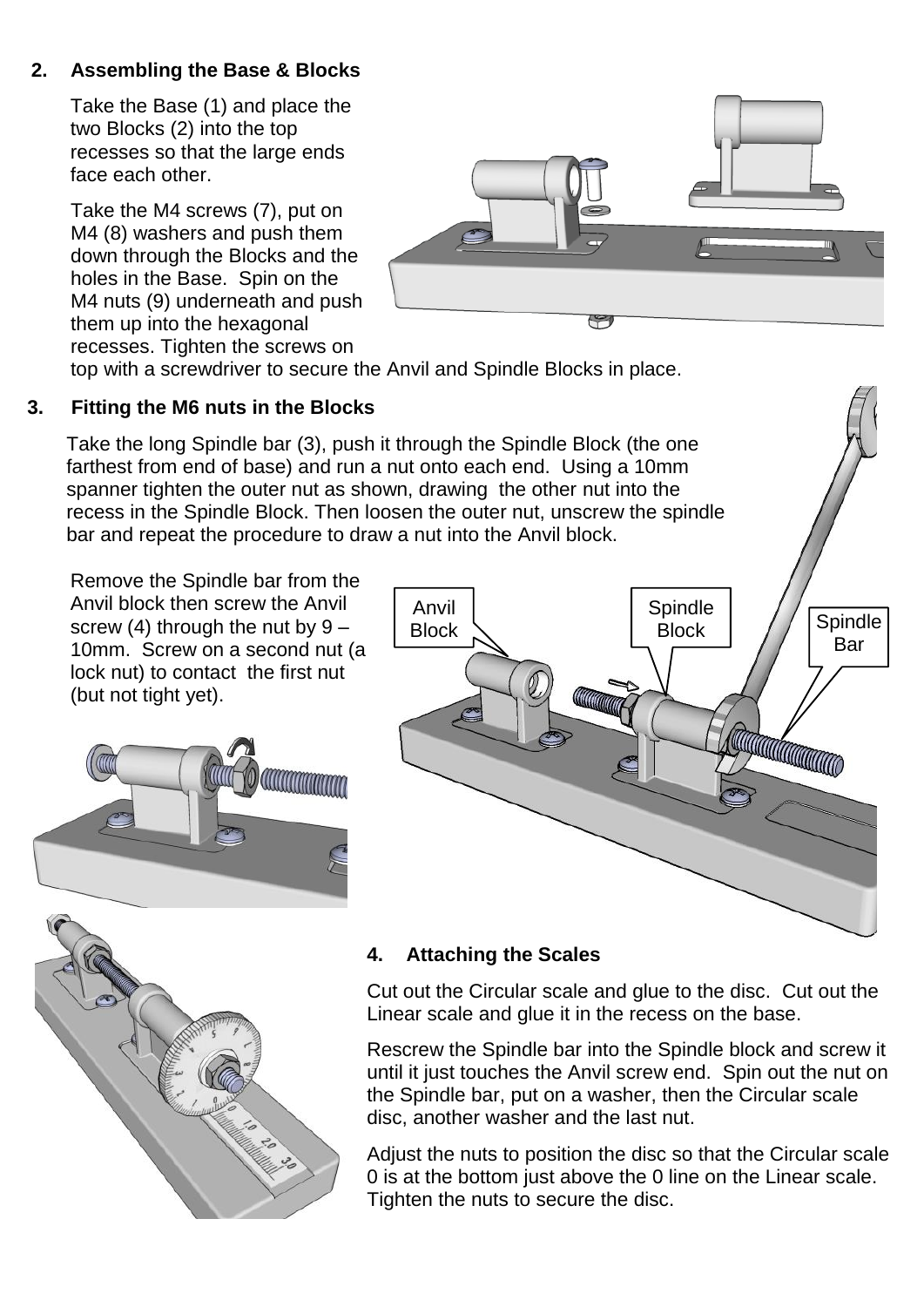## 2. Assembling the Base & Blocks

Take the Base (1) and place the two Blocks (2) into the top recesses so that the large ends face each other.

Take the M4 screws (7), put on M4 (8) washers and push them down through the Blocks and the holes in the Base. Spin on the M4 nuts (9) underneath and push them up into the hexagonal recesses. Tighten the screws on top with a screwdriver to secure the Anvil and Spindle Blocks in place.

## 3. Fitting the M6 nuts in the Blocks

Take the long Spindle bar (3), push it through the Spindle Block (the one farthest from end of base) and run a nut onto each end. Using a 10mm spanner tighten the outer nut as shown, drawing the other nut into the recess in the Spindle Block. Then loosen the outer nut, unscrew the spindle bar and repeat the procedure to draw a nut into the Anvil block.

Remove the Spindle bar from the Anvil block then screw the Anvil screw (4) through the nut by 9 – 10mm. Screw on a second nut (a lock nut) to contact the first nut (but not tight yet).

## 4. Attaching the Scales

Cut out the Circular scale and glue to the disc. Cut out the Linear scale and glue it in the recess on the base.

Rescrew the Spindle bar into the Spindle block and screw it until it just touches the Anvil screw end. Spin out the nut on the Spindle bar, put on a washer, then the Circular scale disc, another washer and the last nut.

Adjust the nuts to position the disc so that the Circular scale 0 is at the bottom just above the 0 line on the Linear scale. Tighten the nuts to secure the disc.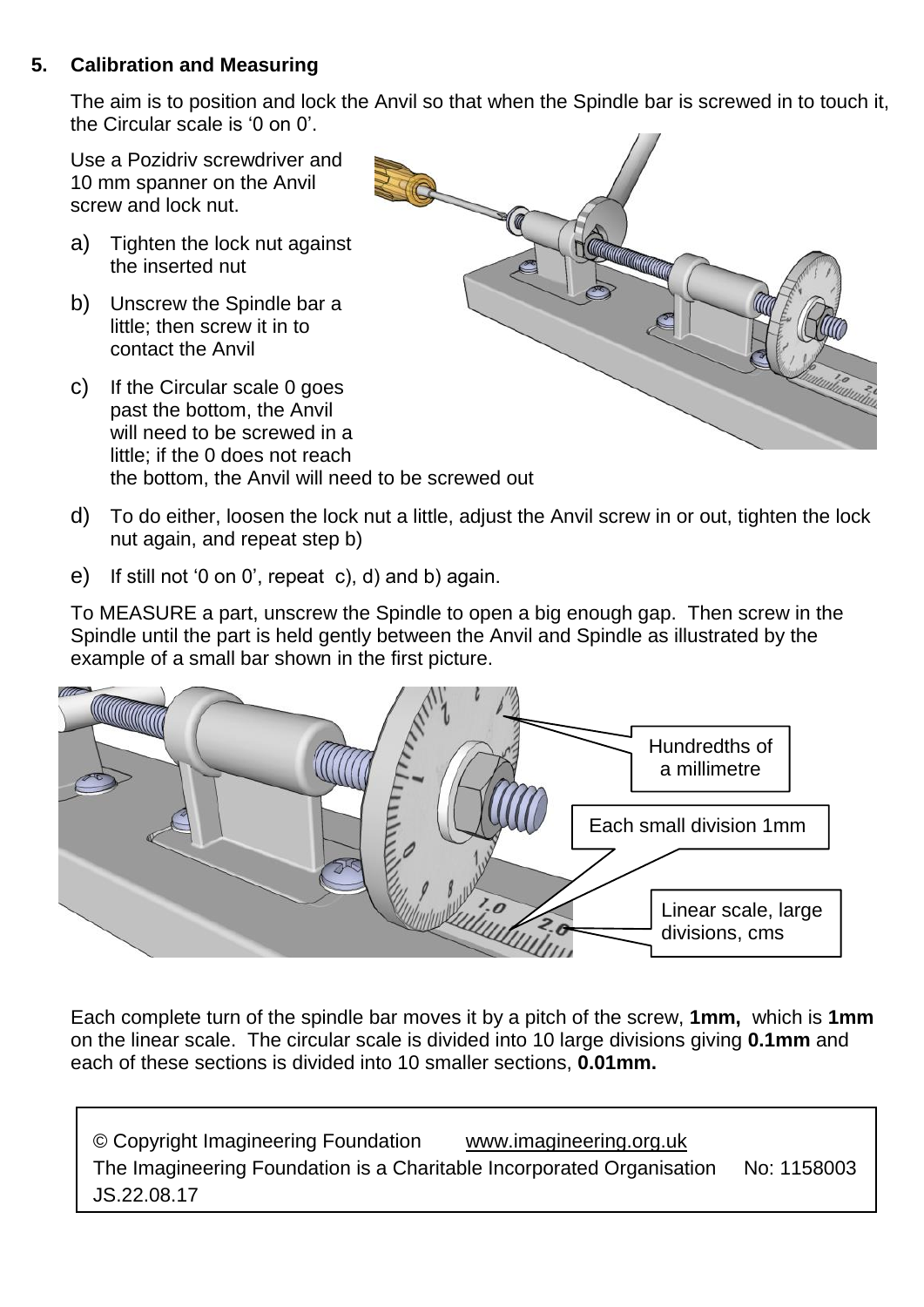## 5. Calibration and Measuring

The aim is to position and lock the Anvil so that when the Spindle bar is screwed in to touch it, the Circular scale is '0 on 0'.

Use a Pozidriv screwdriver and 10 mm spanner on the Anvil screw and lock nut.

a) Tighten the lock nut against the inserted nut

b) Unscrew the Spindle bar a little; then screw it in to contact the Anvil

c) If the Circular scale 0 goes past the bottom, the Anvil will need to be screwed in a little; if the 0 does not reach the bottom, the Anvil will need to be screwed out

d) To do either, loosen the lock nut a little, adjust the Anvil screw in or out, tighten the lock nut again, and repeat step b)

e) If still not '0 on 0', repeat c), d) and b) again.

To MEASURE a part, unscrew the Spindle to open a big enough gap. Then screw in the Spindle until the part is held gently between the Anvil and Spindle as illustrated by the example of a small bar shown in the first picture.

Hundredths of a millimetre

Each small division 1mm

Linear scale, large divisions, cms

Each complete turn of the spindle bar moves it by a pitch of the screw, **1mm,** which is **1mm** on the linear scale. The circular scale is divided into 10 large divisions giving **0.1mm** and each of these sections is divided into 10 smaller sections, **0.01mm.**

© Copyright Imagineering Foundation www.imagineering.org.uk
The Imagineering Foundation is a Charitable Incorporated Organisation No: 1158003
JS.22.08.17